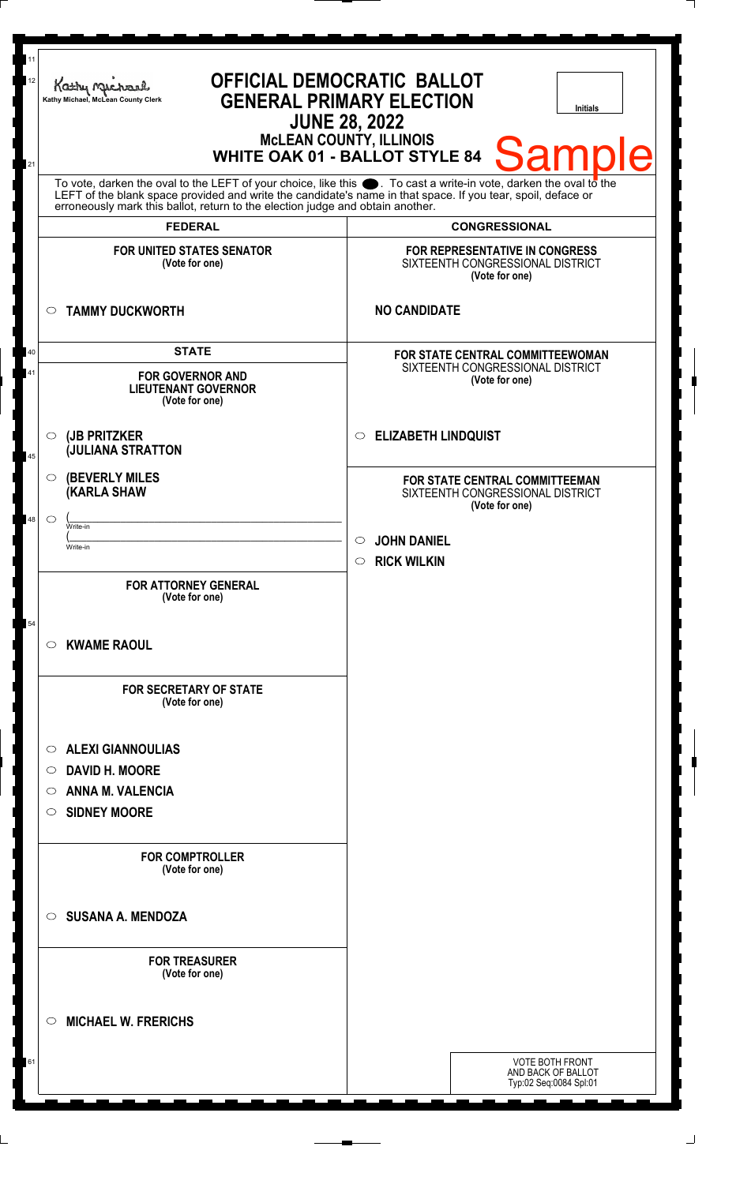Kathy Michael, McLean County Clerk

# OFFICIAL DEMOCRATIC BALLOT
## GENERAL PRIMARY ELECTION
## JUNE 28, 2022
### McLEAN COUNTY, ILLINOIS
### WHITE OAK 01 - BALLOT STYLE 84

**Sample**

Initials

To vote, darken the oval to the LEFT of your choice, like this ⬤. To cast a write-in vote, darken the oval to the LEFT of the blank space provided and write the candidate's name in that space. If you tear, spoil, deface or erroneously mark this ballot, return to the election judge and obtain another.

## FEDERAL

**FOR UNITED STATES SENATOR**
(Vote for one)

- ○ **TAMMY DUCKWORTH**

## STATE

**FOR GOVERNOR AND LIEUTENANT GOVERNOR**
(Vote for one)

- ○ **(JB PRITZKER**
  **(JULIANA STRATTON**
- ○ **(BEVERLY MILES**
  **(KARLA SHAW**
- ○ (______________________ Write-in
  (______________________ Write-in

**FOR ATTORNEY GENERAL**
(Vote for one)

- ○ **KWAME RAOUL**

**FOR SECRETARY OF STATE**
(Vote for one)

- ○ **ALEXI GIANNOULIAS**
- ○ **DAVID H. MOORE**
- ○ **ANNA M. VALENCIA**
- ○ **SIDNEY MOORE**

**FOR COMPTROLLER**
(Vote for one)

- ○ **SUSANA A. MENDOZA**

**FOR TREASURER**
(Vote for one)

- ○ **MICHAEL W. FRERICHS**

## CONGRESSIONAL

**FOR REPRESENTATIVE IN CONGRESS**
SIXTEENTH CONGRESSIONAL DISTRICT
(Vote for one)

**NO CANDIDATE**

**FOR STATE CENTRAL COMMITTEEWOMAN**
SIXTEENTH CONGRESSIONAL DISTRICT
(Vote for one)

- ○ **ELIZABETH LINDQUIST**

**FOR STATE CENTRAL COMMITTEEMAN**
SIXTEENTH CONGRESSIONAL DISTRICT
(Vote for one)

- ○ **JOHN DANIEL**
- ○ **RICK WILKIN**

VOTE BOTH FRONT AND BACK OF BALLOT
Typ:02 Seq:0084 Spl:01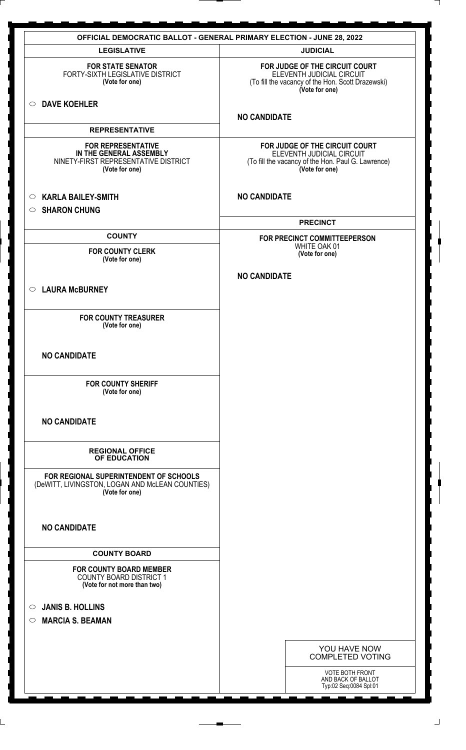# OFFICIAL DEMOCRATIC BALLOT - GENERAL PRIMARY ELECTION - JUNE 28, 2022

## LEGISLATIVE

**FOR STATE SENATOR**
FORTY-SIXTH LEGISLATIVE DISTRICT
**(Vote for one)**

○ **DAVE KOEHLER**

## REPRESENTATIVE

**FOR REPRESENTATIVE IN THE GENERAL ASSEMBLY**
NINETY-FIRST REPRESENTATIVE DISTRICT
**(Vote for one)**

○ **KARLA BAILEY-SMITH**
○ **SHARON CHUNG**

## COUNTY

**FOR COUNTY CLERK**
**(Vote for one)**

○ **LAURA McBURNEY**

**FOR COUNTY TREASURER**
**(Vote for one)**

**NO CANDIDATE**

**FOR COUNTY SHERIFF**
**(Vote for one)**

**NO CANDIDATE**

## REGIONAL OFFICE OF EDUCATION

**FOR REGIONAL SUPERINTENDENT OF SCHOOLS**
(DeWITT, LIVINGSTON, LOGAN AND McLEAN COUNTIES)
**(Vote for one)**

**NO CANDIDATE**

## COUNTY BOARD

**FOR COUNTY BOARD MEMBER**
COUNTY BOARD DISTRICT 1
**(Vote for not more than two)**

○ **JANIS B. HOLLINS**
○ **MARCIA S. BEAMAN**

## JUDICIAL

**FOR JUDGE OF THE CIRCUIT COURT**
ELEVENTH JUDICIAL CIRCUIT
(To fill the vacancy of the Hon. Scott Drazewski)
**(Vote for one)**

**NO CANDIDATE**

**FOR JUDGE OF THE CIRCUIT COURT**
ELEVENTH JUDICIAL CIRCUIT
(To fill the vacancy of the Hon. Paul G. Lawrence)
**(Vote for one)**

**NO CANDIDATE**

## PRECINCT

**FOR PRECINCT COMMITTEEPERSON**
WHITE OAK 01
**(Vote for one)**

**NO CANDIDATE**

YOU HAVE NOW COMPLETED VOTING

VOTE BOTH FRONT AND BACK OF BALLOT
Typ:02 Seq:0084 Spl:01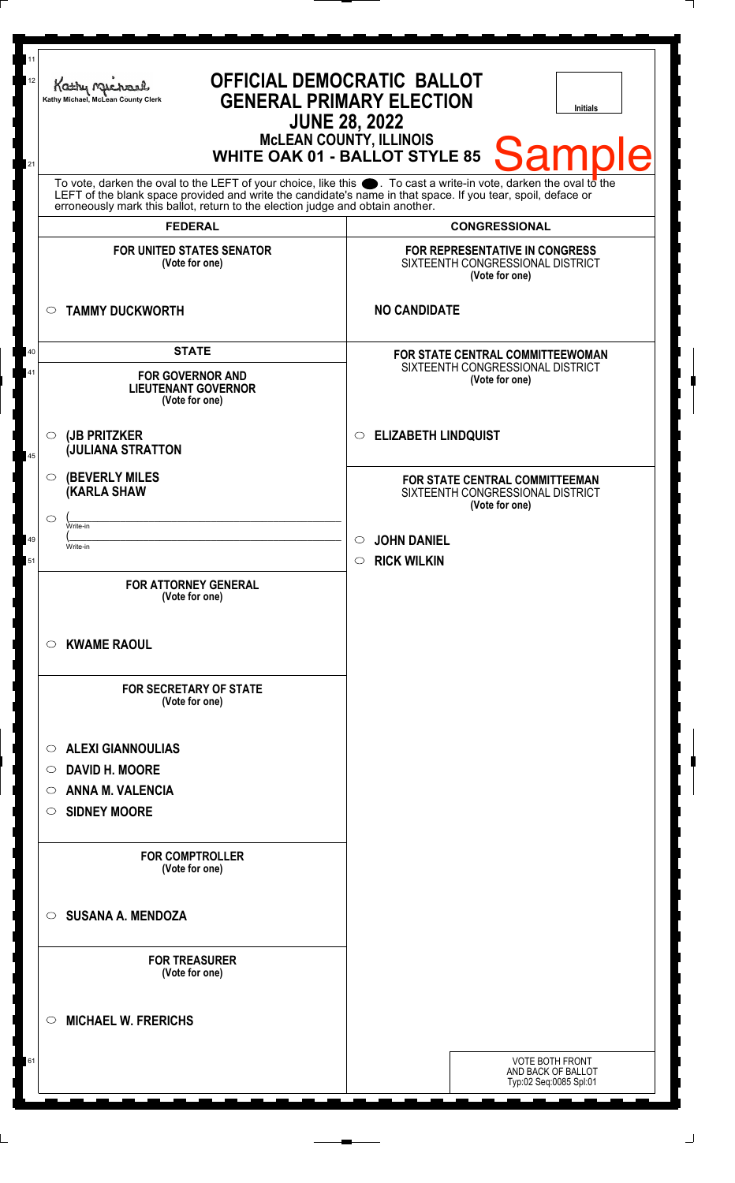Kathy Michael, McLean County Clerk

# OFFICIAL DEMOCRATIC BALLOT
## GENERAL PRIMARY ELECTION
## JUNE 28, 2022
### McLEAN COUNTY, ILLINOIS
### WHITE OAK 01 - BALLOT STYLE 85

**Sample**

Initials

To vote, darken the oval to the LEFT of your choice, like this ⬤. To cast a write-in vote, darken the oval to the LEFT of the blank space provided and write the candidate's name in that space. If you tear, spoil, deface or erroneously mark this ballot, return to the election judge and obtain another.

## FEDERAL

**FOR UNITED STATES SENATOR**
(Vote for one)

- ○ **TAMMY DUCKWORTH**

## STATE

**FOR GOVERNOR AND LIEUTENANT GOVERNOR**
(Vote for one)

- ○ **(JB PRITZKER (JULIANA STRATTON**
- ○ **(BEVERLY MILES (KARLA SHAW**
- ○ (______________________ Write-in
  (______________________ Write-in

**FOR ATTORNEY GENERAL**
(Vote for one)

- ○ **KWAME RAOUL**

**FOR SECRETARY OF STATE**
(Vote for one)

- ○ **ALEXI GIANNOULIAS**
- ○ **DAVID H. MOORE**
- ○ **ANNA M. VALENCIA**
- ○ **SIDNEY MOORE**

**FOR COMPTROLLER**
(Vote for one)

- ○ **SUSANA A. MENDOZA**

**FOR TREASURER**
(Vote for one)

- ○ **MICHAEL W. FRERICHS**

## CONGRESSIONAL

**FOR REPRESENTATIVE IN CONGRESS**
SIXTEENTH CONGRESSIONAL DISTRICT
(Vote for one)

**NO CANDIDATE**

**FOR STATE CENTRAL COMMITTEEWOMAN**
SIXTEENTH CONGRESSIONAL DISTRICT
(Vote for one)

- ○ **ELIZABETH LINDQUIST**

**FOR STATE CENTRAL COMMITTEEMAN**
SIXTEENTH CONGRESSIONAL DISTRICT
(Vote for one)

- ○ **JOHN DANIEL**
- ○ **RICK WILKIN**

VOTE BOTH FRONT AND BACK OF BALLOT
Typ:02 Seq:0085 Spl:01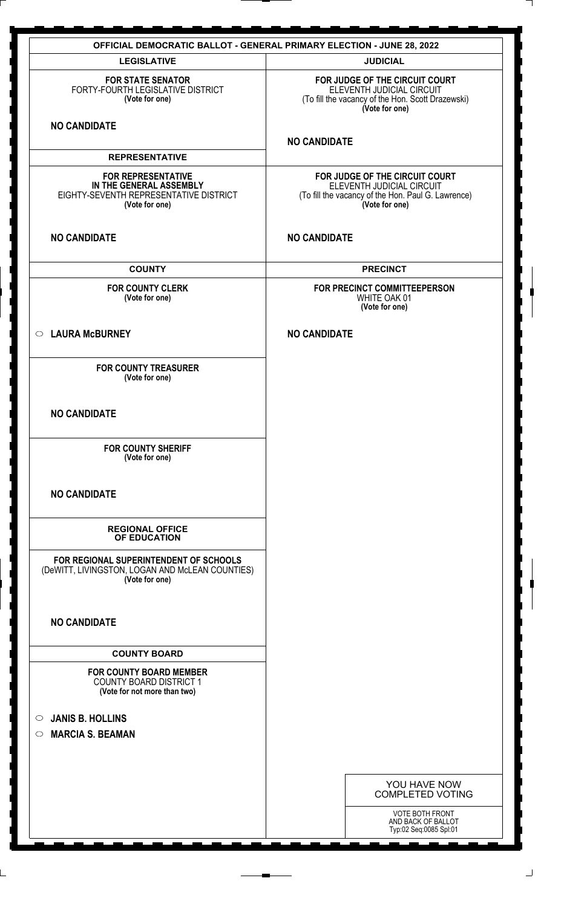# OFFICIAL DEMOCRATIC BALLOT - GENERAL PRIMARY ELECTION - JUNE 28, 2022

## LEGISLATIVE

**FOR STATE SENATOR**
FORTY-FOURTH LEGISLATIVE DISTRICT
**(Vote for one)**

**NO CANDIDATE**

## REPRESENTATIVE

**FOR REPRESENTATIVE IN THE GENERAL ASSEMBLY**
EIGHTY-SEVENTH REPRESENTATIVE DISTRICT
**(Vote for one)**

**NO CANDIDATE**

## COUNTY

**FOR COUNTY CLERK**
**(Vote for one)**

○ **LAURA McBURNEY**

**FOR COUNTY TREASURER**
**(Vote for one)**

**NO CANDIDATE**

**FOR COUNTY SHERIFF**
**(Vote for one)**

**NO CANDIDATE**

## REGIONAL OFFICE OF EDUCATION

**FOR REGIONAL SUPERINTENDENT OF SCHOOLS**
(DeWITT, LIVINGSTON, LOGAN AND McLEAN COUNTIES)
**(Vote for one)**

**NO CANDIDATE**

## COUNTY BOARD

**FOR COUNTY BOARD MEMBER**
COUNTY BOARD DISTRICT 1
**(Vote for not more than two)**

○ **JANIS B. HOLLINS**
○ **MARCIA S. BEAMAN**

## JUDICIAL

**FOR JUDGE OF THE CIRCUIT COURT**
ELEVENTH JUDICIAL CIRCUIT
(To fill the vacancy of the Hon. Scott Drazewski)
**(Vote for one)**

**NO CANDIDATE**

**FOR JUDGE OF THE CIRCUIT COURT**
ELEVENTH JUDICIAL CIRCUIT
(To fill the vacancy of the Hon. Paul G. Lawrence)
**(Vote for one)**

**NO CANDIDATE**

## PRECINCT

**FOR PRECINCT COMMITTEEPERSON**
WHITE OAK 01
**(Vote for one)**

**NO CANDIDATE**

YOU HAVE NOW COMPLETED VOTING

VOTE BOTH FRONT AND BACK OF BALLOT
Typ:02 Seq:0085 Spl:01